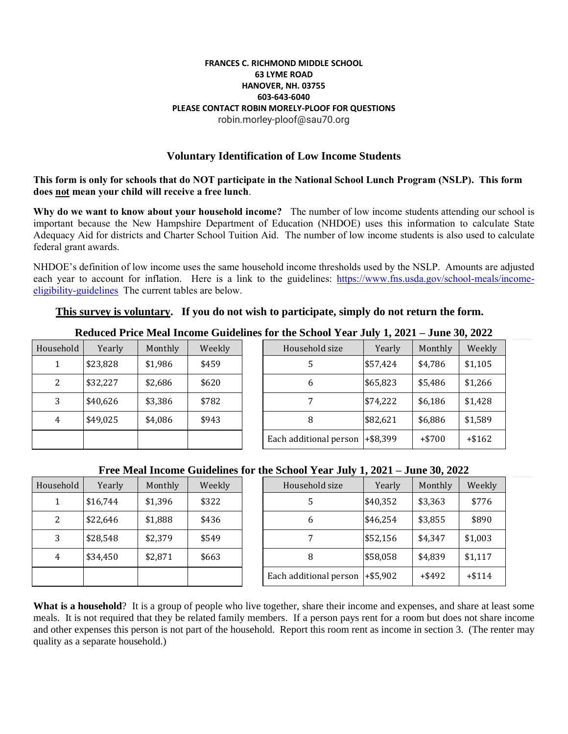**FRANCES C. RICHMOND MIDDLE SCHOOL**
**63 LYME ROAD**
**HANOVER, NH. 03755**
**603-643-6040**
**PLEASE CONTACT ROBIN MORELY-PLOOF FOR QUESTIONS**
robin.morley-ploof@sau70.org

## Voluntary Identification of Low Income Students

**This form is only for schools that do NOT participate in the National School Lunch Program (NSLP). This form does not mean your child will receive a free lunch**.

**Why do we want to know about your household income?** The number of low income students attending our school is important because the New Hampshire Department of Education (NHDOE) uses this information to calculate State Adequacy Aid for districts and Charter School Tuition Aid. The number of low income students is also used to calculate federal grant awards.

NHDOE's definition of low income uses the same household income thresholds used by the NSLP. Amounts are adjusted each year to account for inflation. Here is a link to the guidelines: [https://www.fns.usda.gov/school-meals/income-eligibility-guidelines](https://www.fns.usda.gov/school-meals/income-eligibility-guidelines) The current tables are below.

**This survey is voluntary. If you do not wish to participate, simply do not return the form.**

### Reduced Price Meal Income Guidelines for the School Year July 1, 2021 – June 30, 2022

| Household | Yearly | Monthly | Weekly |
|---|---|---|---|
| 1 | $23,828 | $1,986 | $459 |
| 2 | $32,227 | $2,686 | $620 |
| 3 | $40,626 | $3,386 | $782 |
| 4 | $49,025 | $4,086 | $943 |

| Household size | Yearly | Monthly | Weekly |
|---|---|---|---|
| 5 | $57,424 | $4,786 | $1,105 |
| 6 | $65,823 | $5,486 | $1,266 |
| 7 | $74,222 | $6,186 | $1,428 |
| 8 | $82,621 | $6,886 | $1,589 |
| Each additional person | +$8,399 | +$700 | +$162 |

### Free Meal Income Guidelines for the School Year July 1, 2021 – June 30, 2022

| Household | Yearly | Monthly | Weekly |
|---|---|---|---|
| 1 | $16,744 | $1,396 | $322 |
| 2 | $22,646 | $1,888 | $436 |
| 3 | $28,548 | $2,379 | $549 |
| 4 | $34,450 | $2,871 | $663 |

| Household size | Yearly | Monthly | Weekly |
|---|---|---|---|
| 5 | $40,352 | $3,363 | $776 |
| 6 | $46,254 | $3,855 | $890 |
| 7 | $52,156 | $4,347 | $1,003 |
| 8 | $58,058 | $4,839 | $1,117 |
| Each additional person | +$5,902 | +$492 | +$114 |

**What is a household**? It is a group of people who live together, share their income and expenses, and share at least some meals. It is not required that they be related family members. If a person pays rent for a room but does not share income and other expenses this person is not part of the household. Report this room rent as income in section 3. (The renter may quality as a separate household.)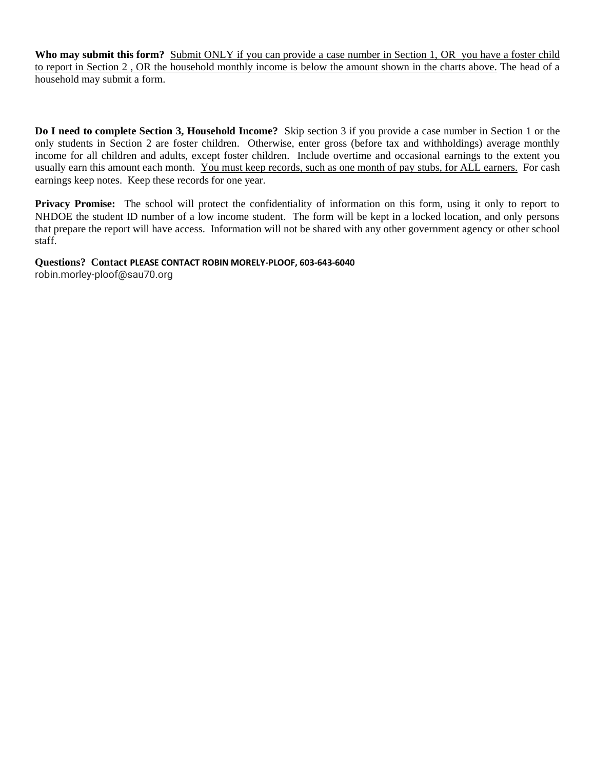**Who may submit this form?** Submit ONLY if you can provide a case number in Section 1, OR you have a foster child to report in Section 2 , OR the household monthly income is below the amount shown in the charts above. The head of a household may submit a form.

**Do I need to complete Section 3, Household Income?** Skip section 3 if you provide a case number in Section 1 or the only students in Section 2 are foster children. Otherwise, enter gross (before tax and withholdings) average monthly income for all children and adults, except foster children. Include overtime and occasional earnings to the extent you usually earn this amount each month. You must keep records, such as one month of pay stubs, for ALL earners. For cash earnings keep notes. Keep these records for one year.

**Privacy Promise:** The school will protect the confidentiality of information on this form, using it only to report to NHDOE the student ID number of a low income student. The form will be kept in a locked location, and only persons that prepare the report will have access. Information will not be shared with any other government agency or other school staff.

**Questions? Contact PLEASE CONTACT ROBIN MORELY-PLOOF, 603-643-6040**
robin.morley-ploof@sau70.org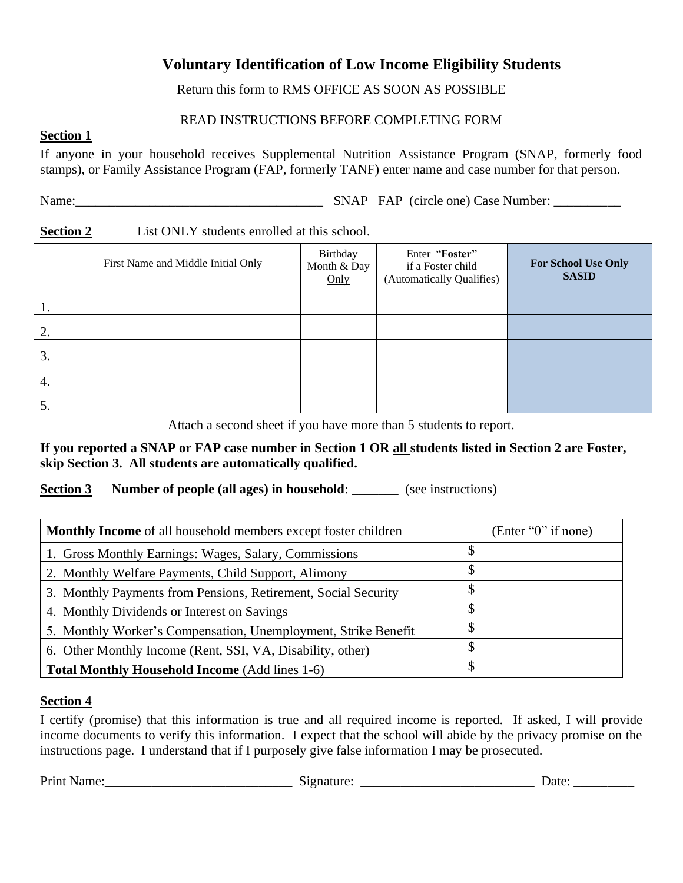# Voluntary Identification of Low Income Eligibility Students

Return this form to RMS OFFICE AS SOON AS POSSIBLE

READ INSTRUCTIONS BEFORE COMPLETING FORM

**Section 1**

If anyone in your household receives Supplemental Nutrition Assistance Program (SNAP, formerly food stamps), or Family Assistance Program (FAP, formerly TANF) enter name and case number for that person.

Name:_____________________________________ SNAP FAP (circle one) Case Number: __________

**Section 2** List ONLY students enrolled at this school.

| | First Name and Middle Initial Only | Birthday Month & Day Only | Enter "**Foster**" if a Foster child (Automatically Qualifies) | **For School Use Only SASID** |
|---|---|---|---|---|
| 1. | | | | |
| 2. | | | | |
| 3. | | | | |
| 4. | | | | |
| 5. | | | | |

Attach a second sheet if you have more than 5 students to report.

**If you reported a SNAP or FAP case number in Section 1 OR all students listed in Section 2 are Foster, skip Section 3. All students are automatically qualified.**

**Section 3** **Number of people (all ages) in household**: _______ (see instructions)

| **Monthly Income** of all household members except foster children | (Enter "0" if none) |
|---|---|
| 1. Gross Monthly Earnings: Wages, Salary, Commissions | $ |
| 2. Monthly Welfare Payments, Child Support, Alimony | $ |
| 3. Monthly Payments from Pensions, Retirement, Social Security | $ |
| 4. Monthly Dividends or Interest on Savings | $ |
| 5. Monthly Worker's Compensation, Unemployment, Strike Benefit | $ |
| 6. Other Monthly Income (Rent, SSI, VA, Disability, other) | $ |
| **Total Monthly Household Income** (Add lines 1-6) | $ |

**Section 4**

I certify (promise) that this information is true and all required income is reported. If asked, I will provide income documents to verify this information. I expect that the school will abide by the privacy promise on the instructions page. I understand that if I purposely give false information I may be prosecuted.

Print Name:___________________________ Signature: __________________________ Date: _________